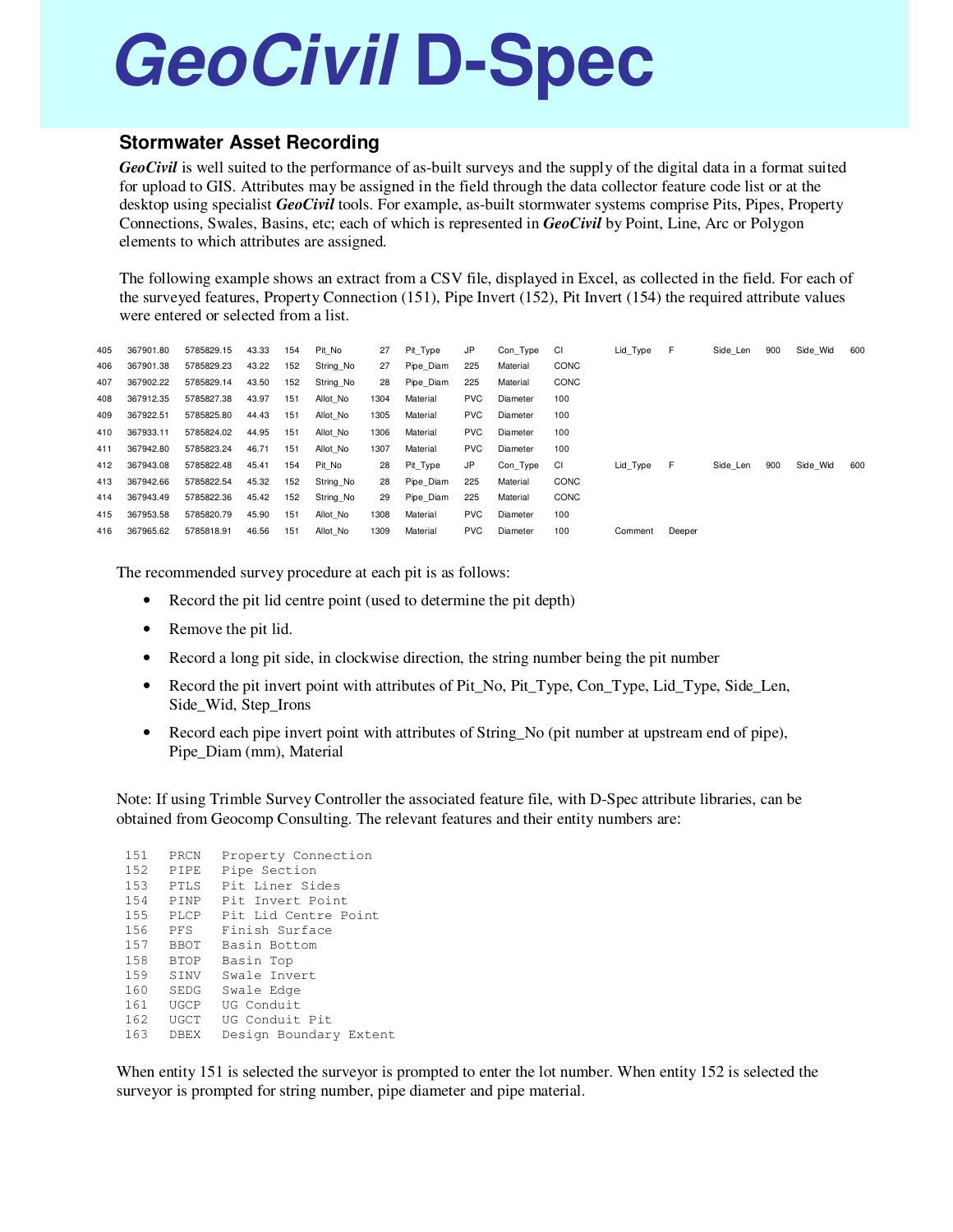# *GeoCivil* D-Spec

## Stormwater Asset Recording

***GeoCivil*** is well suited to the performance of as-built surveys and the supply of the digital data in a format suited for upload to GIS. Attributes may be assigned in the field through the data collector feature code list or at the desktop using specialist ***GeoCivil*** tools. For example, as-built stormwater systems comprise Pits, Pipes, Property Connections, Swales, Basins, etc; each of which is represented in ***GeoCivil*** by Point, Line, Arc or Polygon elements to which attributes are assigned.

The following example shows an extract from a CSV file, displayed in Excel, as collected in the field. For each of the surveyed features, Property Connection (151), Pipe Invert (152), Pit Invert (154) the required attribute values were entered or selected from a list.

| | | | | | | | | | | | | | | | | |
|---|---|---|---|---|---|---|---|---|---|---|---|---|---|---|---|---|
| 405 | 367901.80 | 5785829.15 | 43.33 | 154 | Pit_No | 27 | Pit_Type | JP | Con_Type | CI | Lid_Type | F | Side_Len | 900 | Side_Wid | 600 |
| 406 | 367901.38 | 5785829.23 | 43.22 | 152 | String_No | 27 | Pipe_Diam | 225 | Material | CONC | | | | | | |
| 407 | 367902.22 | 5785829.14 | 43.50 | 152 | String_No | 28 | Pipe_Diam | 225 | Material | CONC | | | | | | |
| 408 | 367912.35 | 5785827.38 | 43.97 | 151 | Allot_No | 1304 | Material | PVC | Diameter | 100 | | | | | | |
| 409 | 367922.51 | 5785825.80 | 44.43 | 151 | Allot_No | 1305 | Material | PVC | Diameter | 100 | | | | | | |
| 410 | 367933.11 | 5785824.02 | 44.95 | 151 | Allot_No | 1306 | Material | PVC | Diameter | 100 | | | | | | |
| 411 | 367942.80 | 5785823.24 | 46.71 | 151 | Allot_No | 1307 | Material | PVC | Diameter | 100 | | | | | | |
| 412 | 367943.08 | 5785822.48 | 45.41 | 154 | Pit_No | 28 | Pit_Type | JP | Con_Type | CI | Lid_Type | F | Side_Len | 900 | Side_Wid | 600 |
| 413 | 367942.66 | 5785822.54 | 45.32 | 152 | String_No | 28 | Pipe_Diam | 225 | Material | CONC | | | | | | |
| 414 | 367943.49 | 5785822.36 | 45.42 | 152 | String_No | 29 | Pipe_Diam | 225 | Material | CONC | | | | | | |
| 415 | 367953.58 | 5785820.79 | 45.90 | 151 | Allot_No | 1308 | Material | PVC | Diameter | 100 | | | | | | |
| 416 | 367965.62 | 5785818.91 | 46.56 | 151 | Allot_No | 1309 | Material | PVC | Diameter | 100 | Comment | Deeper | | | | |

The recommended survey procedure at each pit is as follows:

- Record the pit lid centre point (used to determine the pit depth)
- Remove the pit lid.
- Record a long pit side, in clockwise direction, the string number being the pit number
- Record the pit invert point with attributes of Pit_No, Pit_Type, Con_Type, Lid_Type, Side_Len, Side_Wid, Step_Irons
- Record each pipe invert point with attributes of String_No (pit number at upstream end of pipe), Pipe_Diam (mm), Material

Note: If using Trimble Survey Controller the associated feature file, with D-Spec attribute libraries, can be obtained from Geocomp Consulting. The relevant features and their entity numbers are:

```
151   PRCN   Property Connection
152   PIPE   Pipe Section
153   PTLS   Pit Liner Sides
154   PINP   Pit Invert Point
155   PLCP   Pit Lid Centre Point
156   PFS    Finish Surface
157   BBOT   Basin Bottom
158   BTOP   Basin Top
159   SINV   Swale Invert
160   SEDG   Swale Edge
161   UGCP   UG Conduit
162   UGCT   UG Conduit Pit
163   DBEX   Design Boundary Extent
```

When entity 151 is selected the surveyor is prompted to enter the lot number. When entity 152 is selected the surveyor is prompted for string number, pipe diameter and pipe material.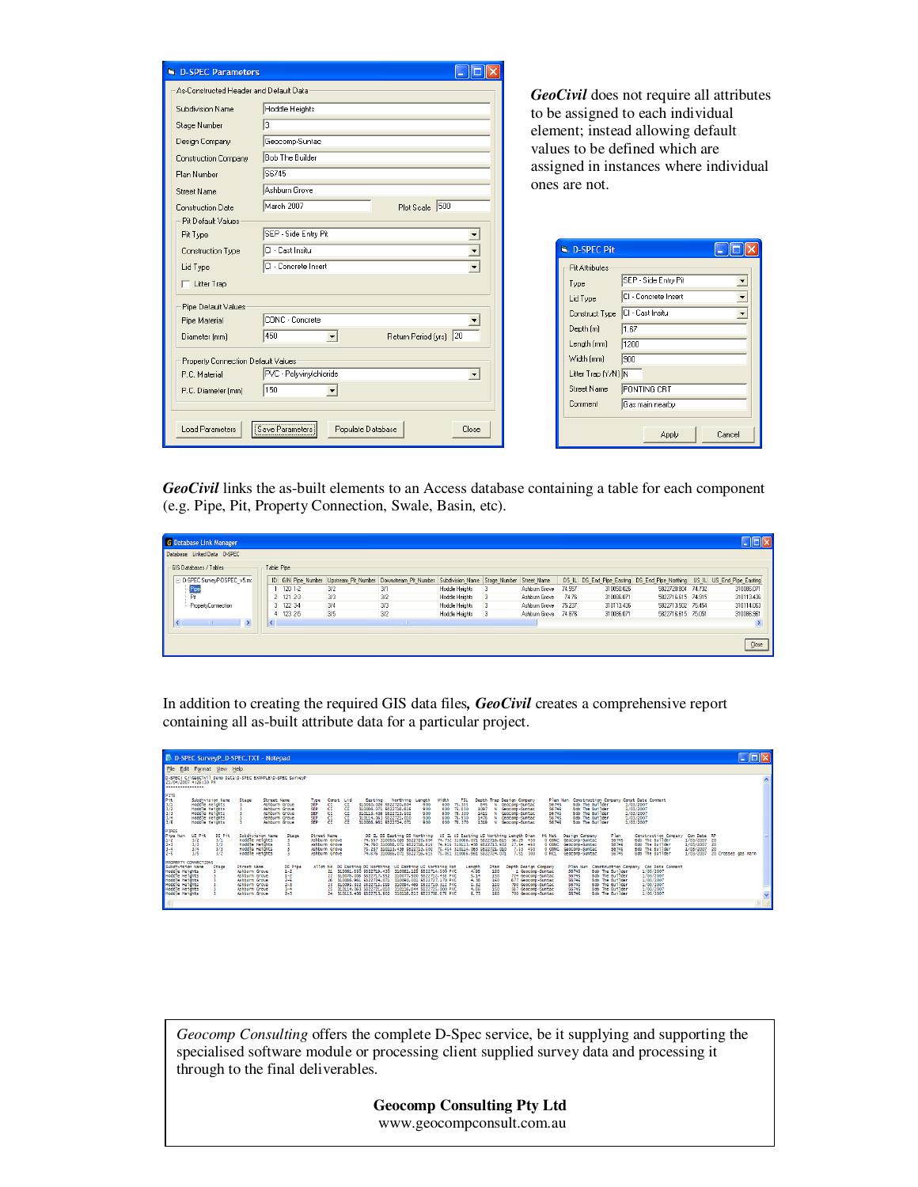***GeoCivil*** does not require all attributes to be assigned to each individual element; instead allowing default values to be defined which are assigned in instances where individual ones are not.

***GeoCivil*** links the as-built elements to an Access database containing a table for each component (e.g. Pipe, Pit, Property Connection, Swale, Basin, etc).

In addition to creating the required GIS data files, ***GeoCivil*** creates a comprehensive report containing all as-built attribute data for a particular project.

*Geocomp Consulting* offers the complete D-Spec service, be it supplying and supporting the specialised software module or processing client supplied survey data and processing it through to the final deliverables.

**Geocomp Consulting Pty Ltd**
www.geocompconsult.com.au